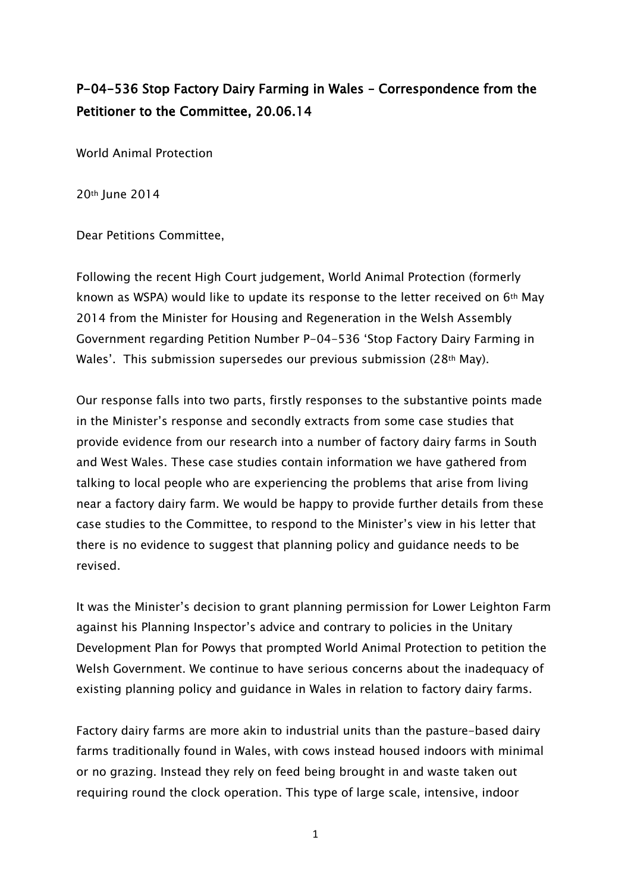## P-04-536 Stop Factory Dairy Farming in Wales – Correspondence from the Petitioner to the Committee, 20.06.14

World Animal Protection

20th June 2014

Dear Petitions Committee,

Following the recent High Court judgement, World Animal Protection (formerly known as WSPA) would like to update its response to the letter received on 6th May 2014 from the Minister for Housing and Regeneration in the Welsh Assembly Government regarding Petition Number P-04-536 'Stop Factory Dairy Farming in Wales'. This submission supersedes our previous submission (28th May).

Our response falls into two parts, firstly responses to the substantive points made in the Minister's response and secondly extracts from some case studies that provide evidence from our research into a number of factory dairy farms in South and West Wales. These case studies contain information we have gathered from talking to local people who are experiencing the problems that arise from living near a factory dairy farm. We would be happy to provide further details from these case studies to the Committee, to respond to the Minister's view in his letter that there is no evidence to suggest that planning policy and guidance needs to be revised.

It was the Minister's decision to grant planning permission for Lower Leighton Farm against his Planning Inspector's advice and contrary to policies in the Unitary Development Plan for Powys that prompted World Animal Protection to petition the Welsh Government. We continue to have serious concerns about the inadequacy of existing planning policy and guidance in Wales in relation to factory dairy farms.

Factory dairy farms are more akin to industrial units than the pasture-based dairy farms traditionally found in Wales, with cows instead housed indoors with minimal or no grazing. Instead they rely on feed being brought in and waste taken out requiring round the clock operation. This type of large scale, intensive, indoor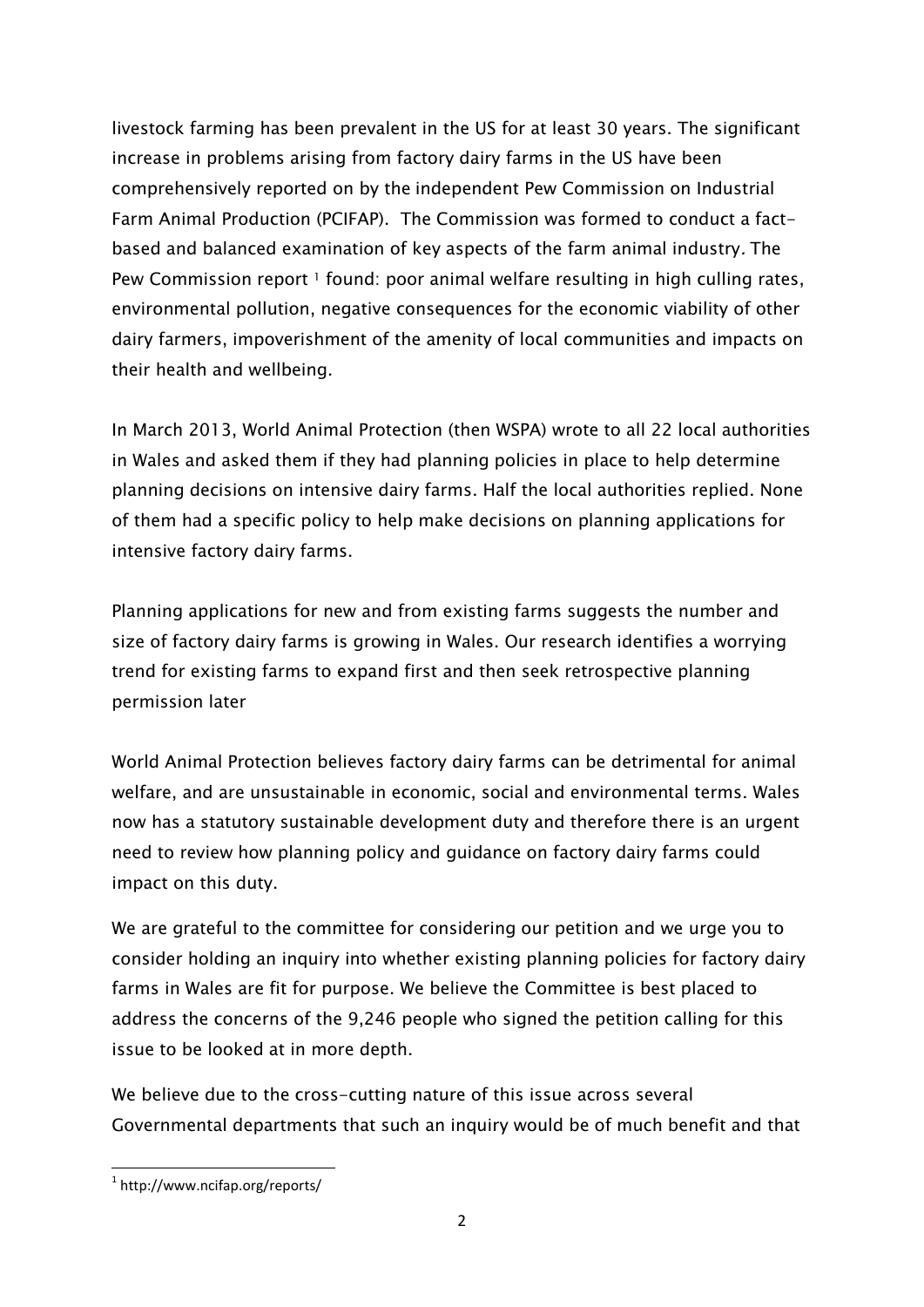livestock farming has been prevalent in the US for at least 30 years. The significant increase in problems arising from factory dairy farms in the US have been comprehensively reported on by the independent Pew Commission on Industrial Farm Animal Production (PCIFAP). The Commission was formed to conduct a fact-based and balanced examination of key aspects of the farm animal industry. The Pew Commission report [1] found: poor animal welfare resulting in high culling rates, environmental pollution, negative consequences for the economic viability of other dairy farmers, impoverishment of the amenity of local communities and impacts on their health and wellbeing.

In March 2013, World Animal Protection (then WSPA) wrote to all 22 local authorities in Wales and asked them if they had planning policies in place to help determine planning decisions on intensive dairy farms. Half the local authorities replied. None of them had a specific policy to help make decisions on planning applications for intensive factory dairy farms.

Planning applications for new and from existing farms suggests the number and size of factory dairy farms is growing in Wales. Our research identifies a worrying trend for existing farms to expand first and then seek retrospective planning permission later

World Animal Protection believes factory dairy farms can be detrimental for animal welfare, and are unsustainable in economic, social and environmental terms. Wales now has a statutory sustainable development duty and therefore there is an urgent need to review how planning policy and guidance on factory dairy farms could impact on this duty.

We are grateful to the committee for considering our petition and we urge you to consider holding an inquiry into whether existing planning policies for factory dairy farms in Wales are fit for purpose. We believe the Committee is best placed to address the concerns of the 9,246 people who signed the petition calling for this issue to be looked at in more depth.

We believe due to the cross-cutting nature of this issue across several Governmental departments that such an inquiry would be of much benefit and that

[1] http://www.ncifap.org/reports/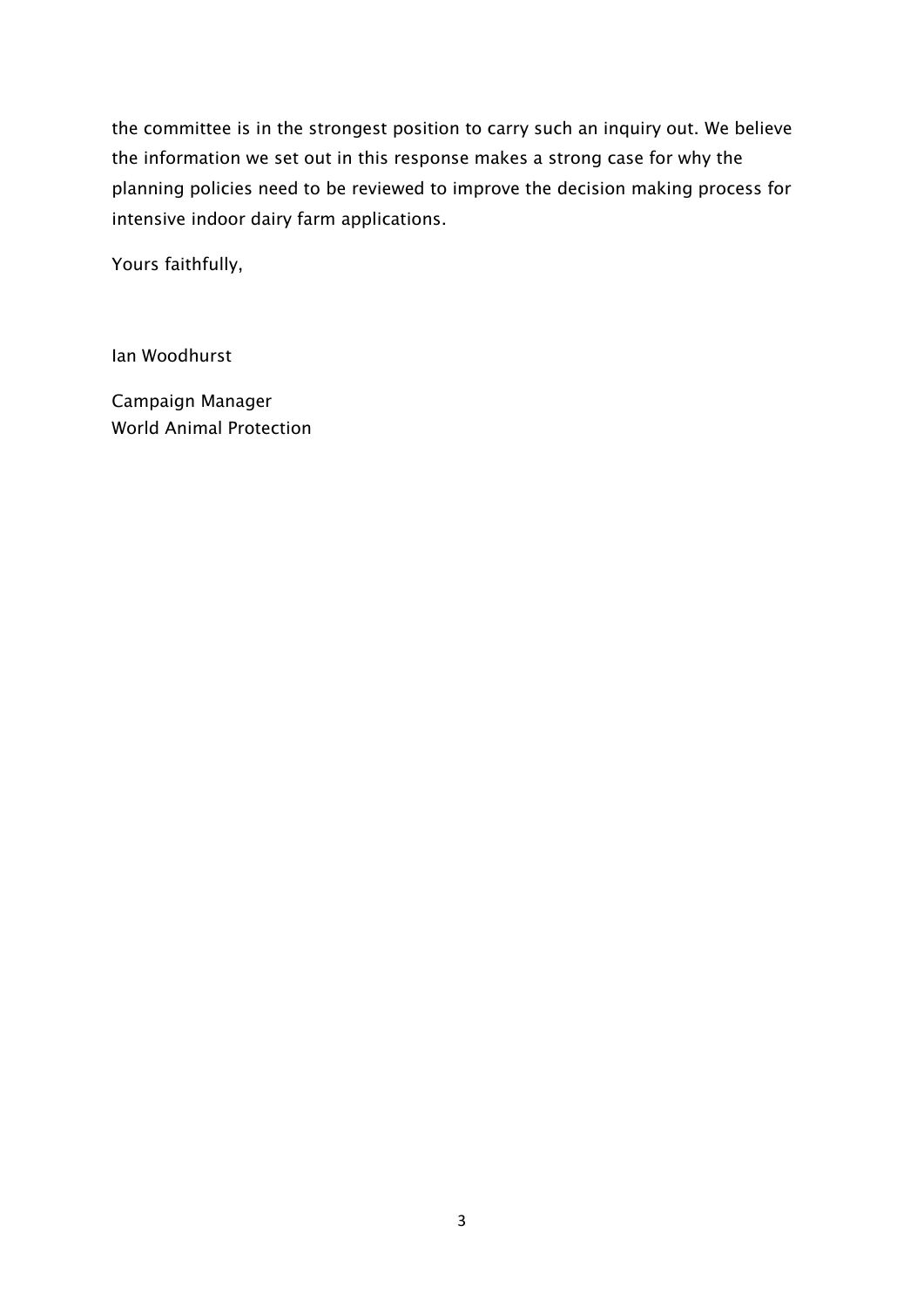the committee is in the strongest position to carry such an inquiry out. We believe the information we set out in this response makes a strong case for why the planning policies need to be reviewed to improve the decision making process for intensive indoor dairy farm applications.

Yours faithfully,

Ian Woodhurst

Campaign Manager
World Animal Protection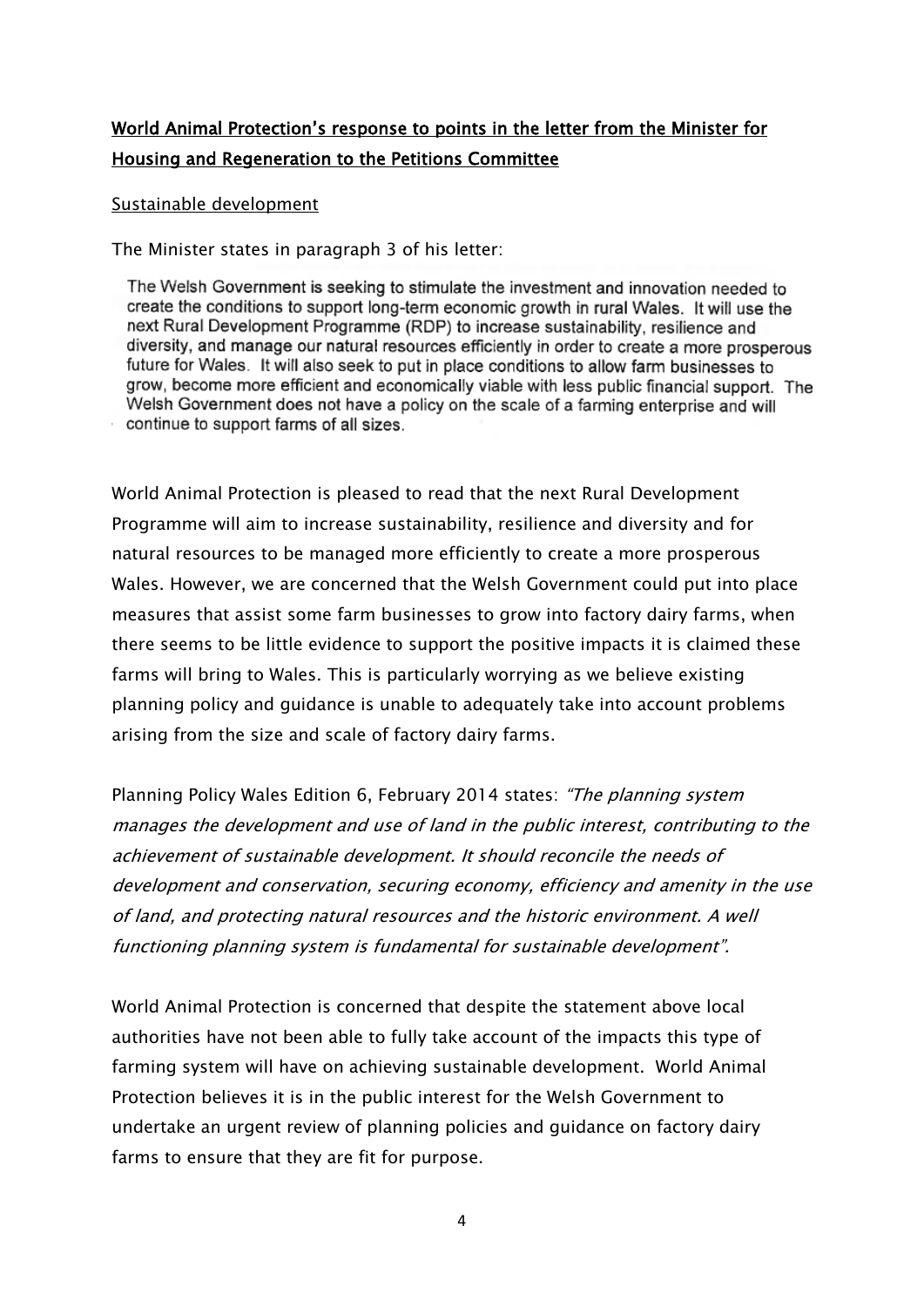## **World Animal Protection's response to points in the letter from the Minister for Housing and Regeneration to the Petitions Committee**

Sustainable development

The Minister states in paragraph 3 of his letter:

> The Welsh Government is seeking to stimulate the investment and innovation needed to create the conditions to support long-term economic growth in rural Wales. It will use the next Rural Development Programme (RDP) to increase sustainability, resilience and diversity, and manage our natural resources efficiently in order to create a more prosperous future for Wales. It will also seek to put in place conditions to allow farm businesses to grow, become more efficient and economically viable with less public financial support. The Welsh Government does not have a policy on the scale of a farming enterprise and will continue to support farms of all sizes.

World Animal Protection is pleased to read that the next Rural Development Programme will aim to increase sustainability, resilience and diversity and for natural resources to be managed more efficiently to create a more prosperous Wales. However, we are concerned that the Welsh Government could put into place measures that assist some farm businesses to grow into factory dairy farms, when there seems to be little evidence to support the positive impacts it is claimed these farms will bring to Wales. This is particularly worrying as we believe existing planning policy and guidance is unable to adequately take into account problems arising from the size and scale of factory dairy farms.

Planning Policy Wales Edition 6, February 2014 states: *"The planning system manages the development and use of land in the public interest, contributing to the achievement of sustainable development. It should reconcile the needs of development and conservation, securing economy, efficiency and amenity in the use of land, and protecting natural resources and the historic environment. A well functioning planning system is fundamental for sustainable development".*

World Animal Protection is concerned that despite the statement above local authorities have not been able to fully take account of the impacts this type of farming system will have on achieving sustainable development. World Animal Protection believes it is in the public interest for the Welsh Government to undertake an urgent review of planning policies and guidance on factory dairy farms to ensure that they are fit for purpose.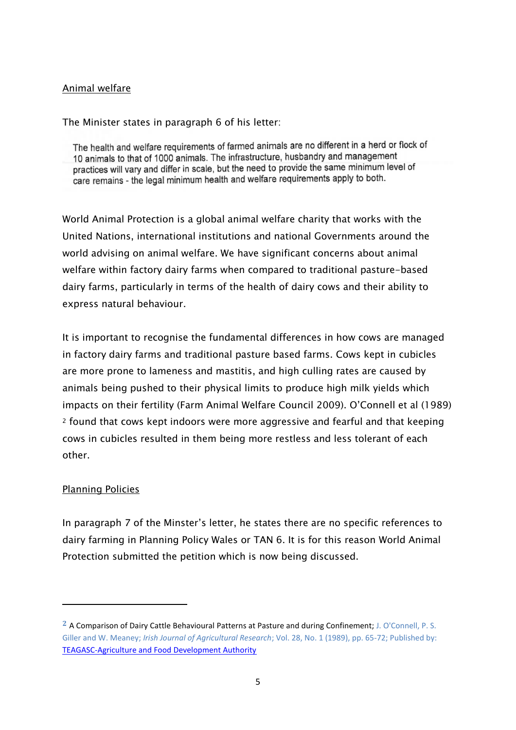Animal welfare

The Minister states in paragraph 6 of his letter:

> The health and welfare requirements of farmed animals are no different in a herd or flock of 10 animals to that of 1000 animals. The infrastructure, husbandry and management practices will vary and differ in scale, but the need to provide the same minimum level of care remains - the legal minimum health and welfare requirements apply to both.

World Animal Protection is a global animal welfare charity that works with the United Nations, international institutions and national Governments around the world advising on animal welfare. We have significant concerns about animal welfare within factory dairy farms when compared to traditional pasture-based dairy farms, particularly in terms of the health of dairy cows and their ability to express natural behaviour.

It is important to recognise the fundamental differences in how cows are managed in factory dairy farms and traditional pasture based farms. Cows kept in cubicles are more prone to lameness and mastitis, and high culling rates are caused by animals being pushed to their physical limits to produce high milk yields which impacts on their fertility (Farm Animal Welfare Council 2009). O'Connell et al (1989) [2] found that cows kept indoors were more aggressive and fearful and that keeping cows in cubicles resulted in them being more restless and less tolerant of each other.

Planning Policies

In paragraph 7 of the Minster's letter, he states there are no specific references to dairy farming in Planning Policy Wales or TAN 6. It is for this reason World Animal Protection submitted the petition which is now being discussed.

---

[2] A Comparison of Dairy Cattle Behavioural Patterns at Pasture and during Confinement; J. O'Connell, P. S. Giller and W. Meaney; *Irish Journal of Agricultural Research*; Vol. 28, No. 1 (1989), pp. 65-72; Published by: TEAGASC-Agriculture and Food Development Authority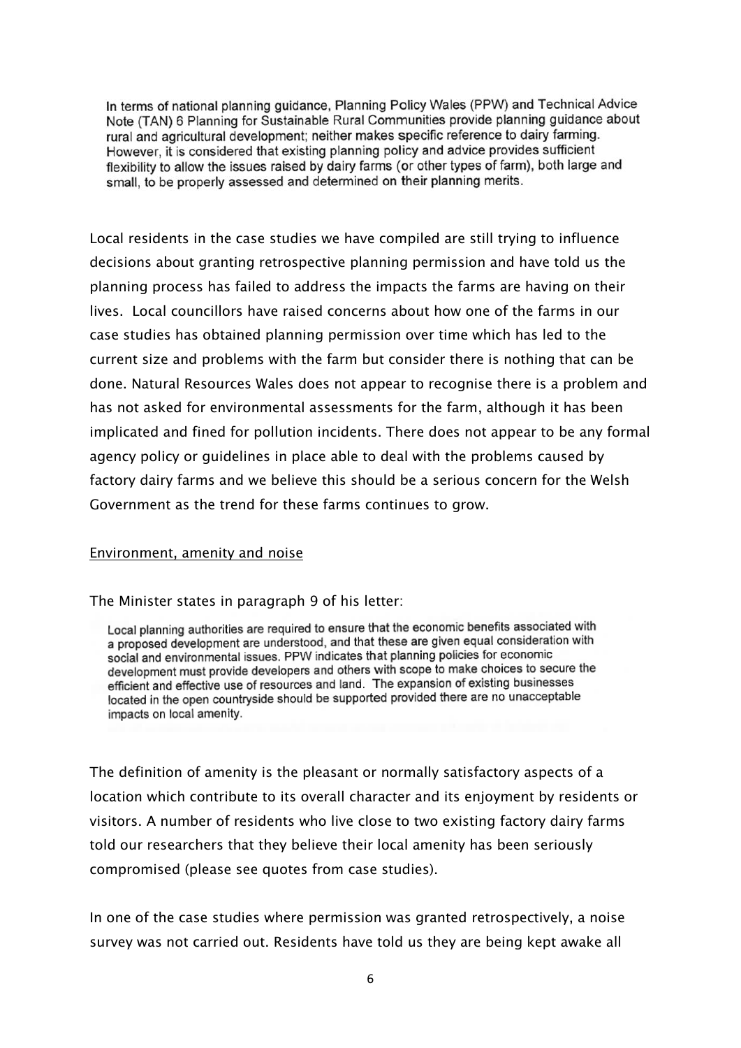> In terms of national planning guidance, Planning Policy Wales (PPW) and Technical Advice Note (TAN) 6 Planning for Sustainable Rural Communities provide planning guidance about rural and agricultural development; neither makes specific reference to dairy farming. However, it is considered that existing planning policy and advice provides sufficient flexibility to allow the issues raised by dairy farms (or other types of farm), both large and small, to be properly assessed and determined on their planning merits.

Local residents in the case studies we have compiled are still trying to influence decisions about granting retrospective planning permission and have told us the planning process has failed to address the impacts the farms are having on their lives. Local councillors have raised concerns about how one of the farms in our case studies has obtained planning permission over time which has led to the current size and problems with the farm but consider there is nothing that can be done. Natural Resources Wales does not appear to recognise there is a problem and has not asked for environmental assessments for the farm, although it has been implicated and fined for pollution incidents. There does not appear to be any formal agency policy or guidelines in place able to deal with the problems caused by factory dairy farms and we believe this should be a serious concern for the Welsh Government as the trend for these farms continues to grow.

## Environment, amenity and noise

The Minister states in paragraph 9 of his letter:

> Local planning authorities are required to ensure that the economic benefits associated with a proposed development are understood, and that these are given equal consideration with social and environmental issues. PPW indicates that planning policies for economic development must provide developers and others with scope to make choices to secure the efficient and effective use of resources and land. The expansion of existing businesses located in the open countryside should be supported provided there are no unacceptable impacts on local amenity.

The definition of amenity is the pleasant or normally satisfactory aspects of a location which contribute to its overall character and its enjoyment by residents or visitors. A number of residents who live close to two existing factory dairy farms told our researchers that they believe their local amenity has been seriously compromised (please see quotes from case studies).

In one of the case studies where permission was granted retrospectively, a noise survey was not carried out. Residents have told us they are being kept awake all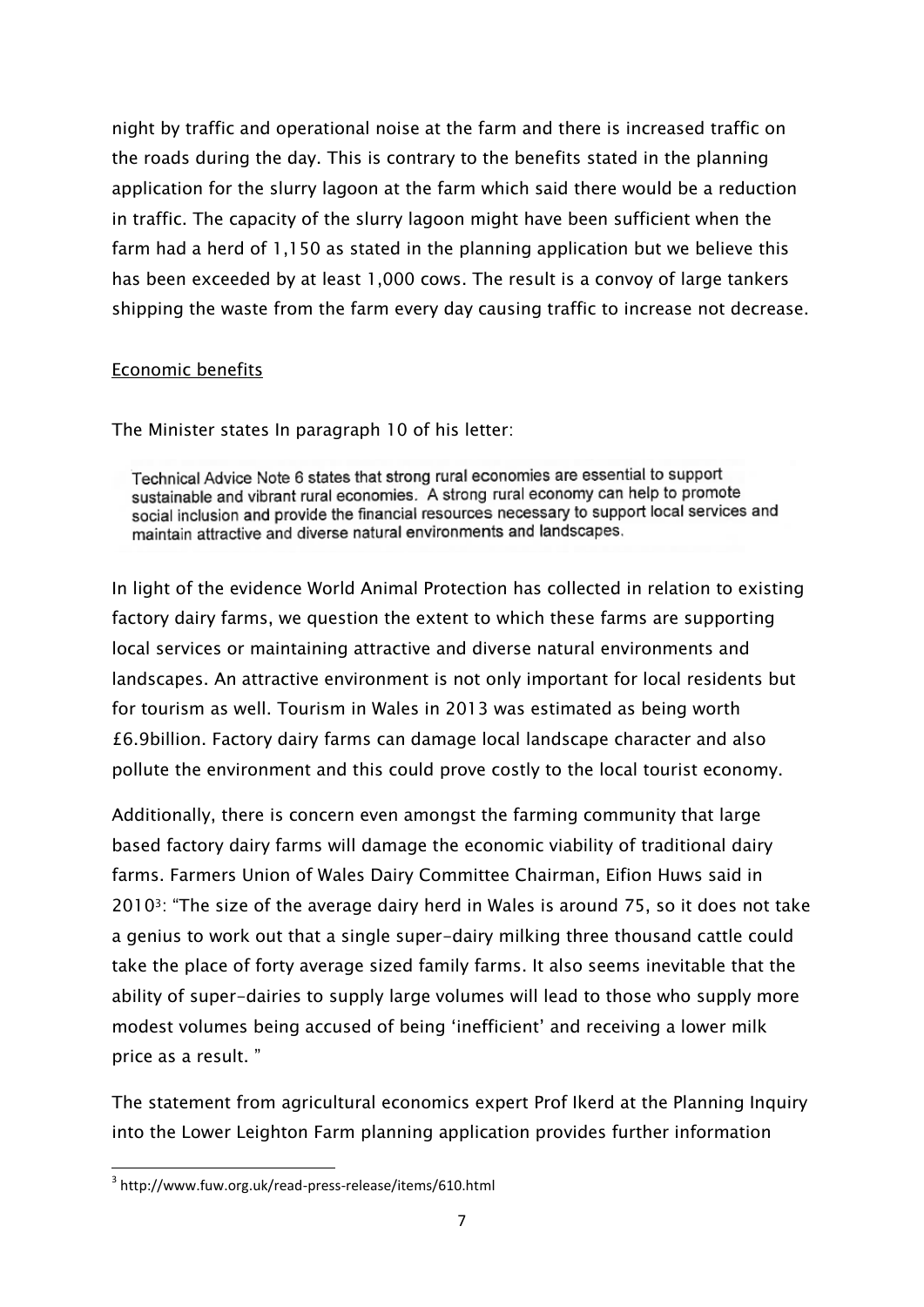night by traffic and operational noise at the farm and there is increased traffic on the roads during the day. This is contrary to the benefits stated in the planning application for the slurry lagoon at the farm which said there would be a reduction in traffic. The capacity of the slurry lagoon might have been sufficient when the farm had a herd of 1,150 as stated in the planning application but we believe this has been exceeded by at least 1,000 cows. The result is a convoy of large tankers shipping the waste from the farm every day causing traffic to increase not decrease.

Economic benefits

The Minister states In paragraph 10 of his letter:

> Technical Advice Note 6 states that strong rural economies are essential to support sustainable and vibrant rural economies. A strong rural economy can help to promote social inclusion and provide the financial resources necessary to support local services and maintain attractive and diverse natural environments and landscapes.

In light of the evidence World Animal Protection has collected in relation to existing factory dairy farms, we question the extent to which these farms are supporting local services or maintaining attractive and diverse natural environments and landscapes. An attractive environment is not only important for local residents but for tourism as well. Tourism in Wales in 2013 was estimated as being worth £6.9billion. Factory dairy farms can damage local landscape character and also pollute the environment and this could prove costly to the local tourist economy.

Additionally, there is concern even amongst the farming community that large based factory dairy farms will damage the economic viability of traditional dairy farms. Farmers Union of Wales Dairy Committee Chairman, Eifion Huws said in 2010[3]: "The size of the average dairy herd in Wales is around 75, so it does not take a genius to work out that a single super-dairy milking three thousand cattle could take the place of forty average sized family farms. It also seems inevitable that the ability of super-dairies to supply large volumes will lead to those who supply more modest volumes being accused of being 'inefficient' and receiving a lower milk price as a result. "

The statement from agricultural economics expert Prof Ikerd at the Planning Inquiry into the Lower Leighton Farm planning application provides further information

[3] http://www.fuw.org.uk/read-press-release/items/610.html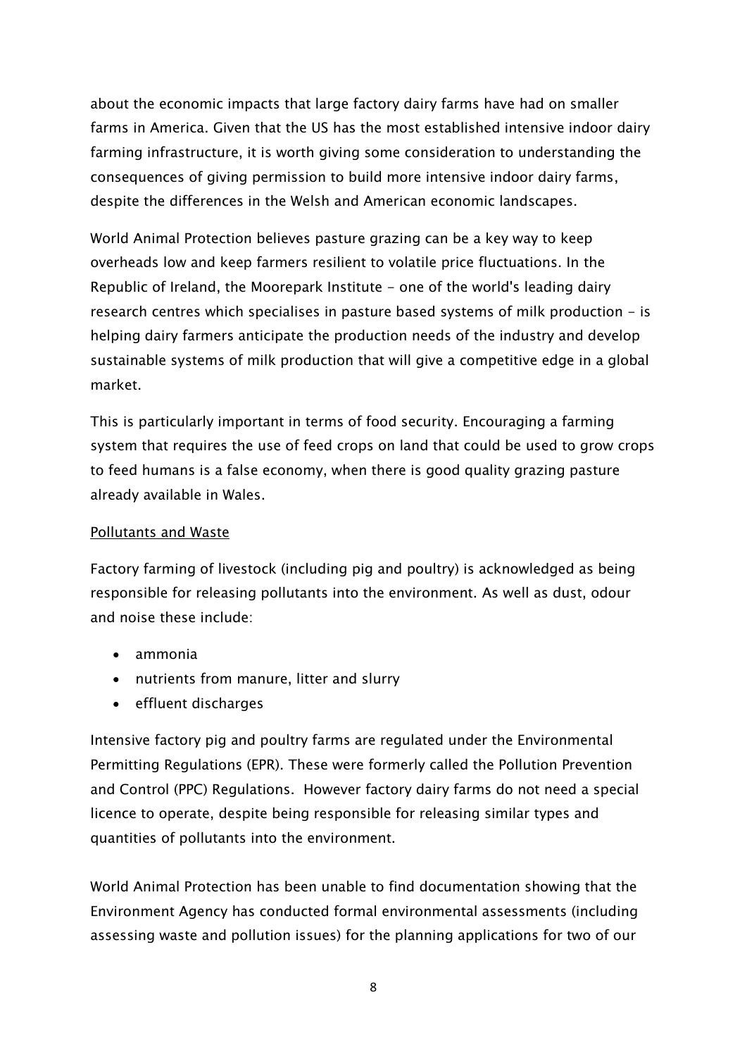about the economic impacts that large factory dairy farms have had on smaller farms in America. Given that the US has the most established intensive indoor dairy farming infrastructure, it is worth giving some consideration to understanding the consequences of giving permission to build more intensive indoor dairy farms, despite the differences in the Welsh and American economic landscapes.

World Animal Protection believes pasture grazing can be a key way to keep overheads low and keep farmers resilient to volatile price fluctuations. In the Republic of Ireland, the Moorepark Institute - one of the world's leading dairy research centres which specialises in pasture based systems of milk production - is helping dairy farmers anticipate the production needs of the industry and develop sustainable systems of milk production that will give a competitive edge in a global market.

This is particularly important in terms of food security. Encouraging a farming system that requires the use of feed crops on land that could be used to grow crops to feed humans is a false economy, when there is good quality grazing pasture already available in Wales.

<u>Pollutants and Waste</u>

Factory farming of livestock (including pig and poultry) is acknowledged as being responsible for releasing pollutants into the environment. As well as dust, odour and noise these include:

- ammonia
- nutrients from manure, litter and slurry
- effluent discharges

Intensive factory pig and poultry farms are regulated under the Environmental Permitting Regulations (EPR). These were formerly called the Pollution Prevention and Control (PPC) Regulations. However factory dairy farms do not need a special licence to operate, despite being responsible for releasing similar types and quantities of pollutants into the environment.

World Animal Protection has been unable to find documentation showing that the Environment Agency has conducted formal environmental assessments (including assessing waste and pollution issues) for the planning applications for two of our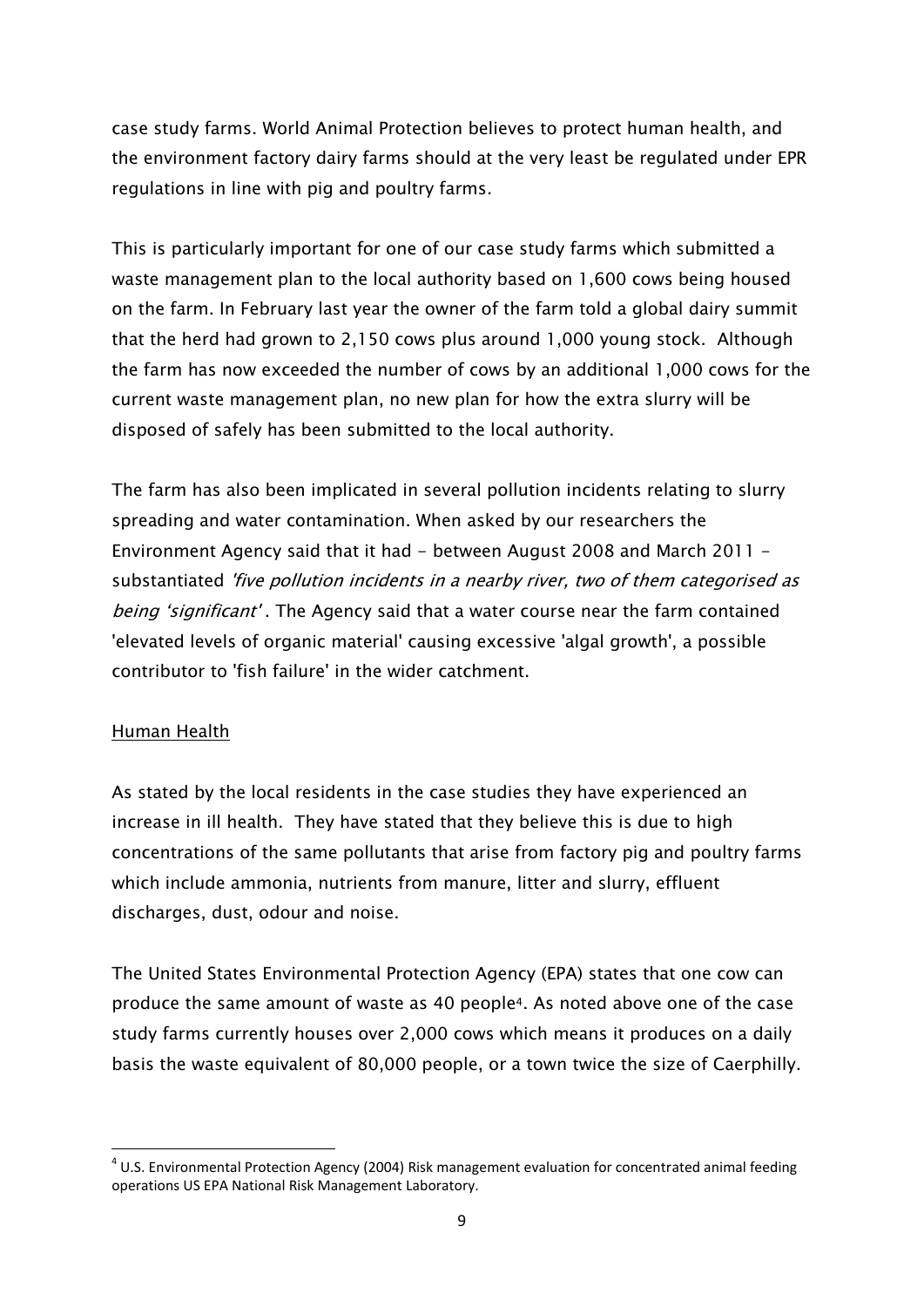case study farms. World Animal Protection believes to protect human health, and the environment factory dairy farms should at the very least be regulated under EPR regulations in line with pig and poultry farms.

This is particularly important for one of our case study farms which submitted a waste management plan to the local authority based on 1,600 cows being housed on the farm. In February last year the owner of the farm told a global dairy summit that the herd had grown to 2,150 cows plus around 1,000 young stock. Although the farm has now exceeded the number of cows by an additional 1,000 cows for the current waste management plan, no new plan for how the extra slurry will be disposed of safely has been submitted to the local authority.

The farm has also been implicated in several pollution incidents relating to slurry spreading and water contamination. When asked by our researchers the Environment Agency said that it had - between August 2008 and March 2011 - substantiated *'five pollution incidents in a nearby river, two of them categorised as being 'significant'*. The Agency said that a water course near the farm contained 'elevated levels of organic material' causing excessive 'algal growth', a possible contributor to 'fish failure' in the wider catchment.

<u>Human Health</u>

As stated by the local residents in the case studies they have experienced an increase in ill health. They have stated that they believe this is due to high concentrations of the same pollutants that arise from factory pig and poultry farms which include ammonia, nutrients from manure, litter and slurry, effluent discharges, dust, odour and noise.

The United States Environmental Protection Agency (EPA) states that one cow can produce the same amount of waste as 40 people[4]. As noted above one of the case study farms currently houses over 2,000 cows which means it produces on a daily basis the waste equivalent of 80,000 people, or a town twice the size of Caerphilly.

---

[4] U.S. Environmental Protection Agency (2004) Risk management evaluation for concentrated animal feeding operations US EPA National Risk Management Laboratory.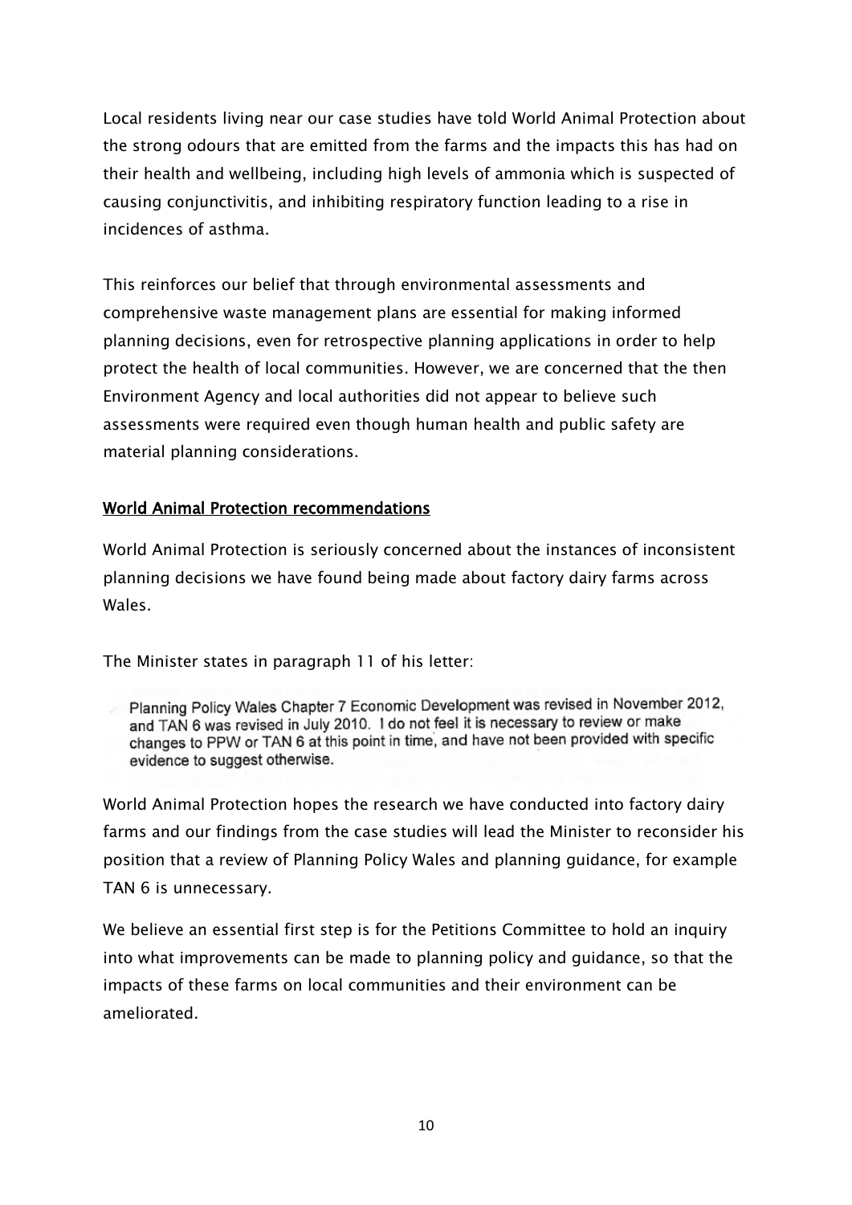Local residents living near our case studies have told World Animal Protection about the strong odours that are emitted from the farms and the impacts this has had on their health and wellbeing, including high levels of ammonia which is suspected of causing conjunctivitis, and inhibiting respiratory function leading to a rise in incidences of asthma.

This reinforces our belief that through environmental assessments and comprehensive waste management plans are essential for making informed planning decisions, even for retrospective planning applications in order to help protect the health of local communities. However, we are concerned that the then Environment Agency and local authorities did not appear to believe such assessments were required even though human health and public safety are material planning considerations.

## World Animal Protection recommendations

World Animal Protection is seriously concerned about the instances of inconsistent planning decisions we have found being made about factory dairy farms across Wales.

The Minister states in paragraph 11 of his letter:

> Planning Policy Wales Chapter 7 Economic Development was revised in November 2012, and TAN 6 was revised in July 2010. I do not feel it is necessary to review or make changes to PPW or TAN 6 at this point in time, and have not been provided with specific evidence to suggest otherwise.

World Animal Protection hopes the research we have conducted into factory dairy farms and our findings from the case studies will lead the Minister to reconsider his position that a review of Planning Policy Wales and planning guidance, for example TAN 6 is unnecessary.

We believe an essential first step is for the Petitions Committee to hold an inquiry into what improvements can be made to planning policy and guidance, so that the impacts of these farms on local communities and their environment can be ameliorated.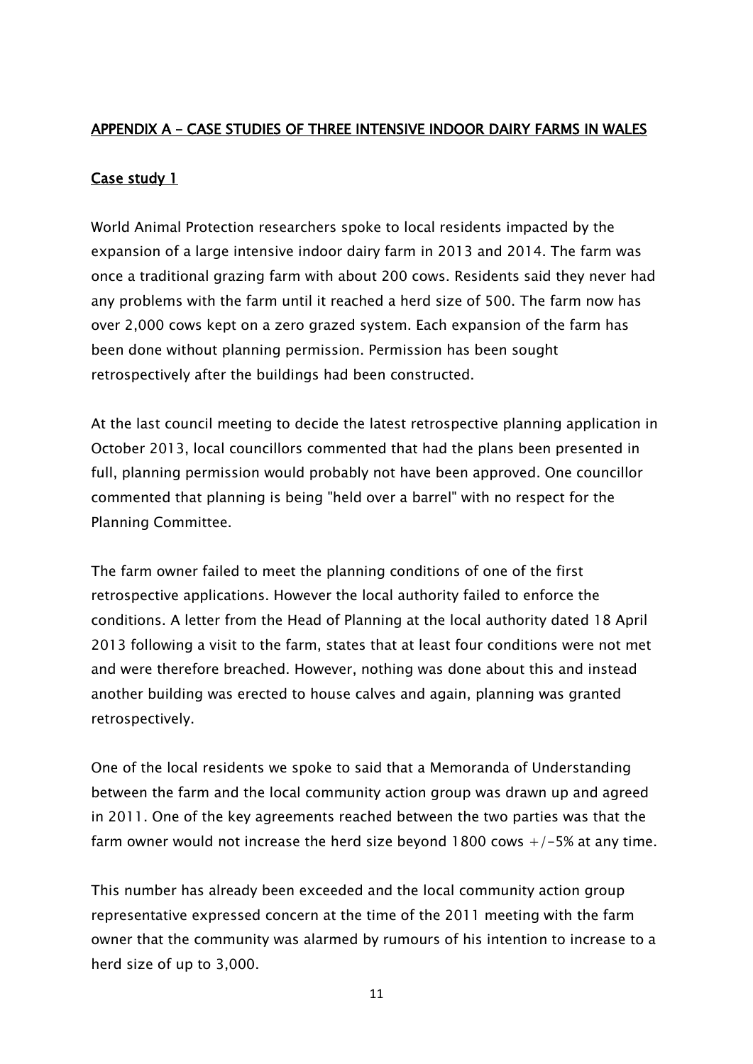## APPENDIX A – CASE STUDIES OF THREE INTENSIVE INDOOR DAIRY FARMS IN WALES

### Case study 1

World Animal Protection researchers spoke to local residents impacted by the expansion of a large intensive indoor dairy farm in 2013 and 2014. The farm was once a traditional grazing farm with about 200 cows. Residents said they never had any problems with the farm until it reached a herd size of 500. The farm now has over 2,000 cows kept on a zero grazed system. Each expansion of the farm has been done without planning permission. Permission has been sought retrospectively after the buildings had been constructed.

At the last council meeting to decide the latest retrospective planning application in October 2013, local councillors commented that had the plans been presented in full, planning permission would probably not have been approved. One councillor commented that planning is being "held over a barrel" with no respect for the Planning Committee.

The farm owner failed to meet the planning conditions of one of the first retrospective applications. However the local authority failed to enforce the conditions. A letter from the Head of Planning at the local authority dated 18 April 2013 following a visit to the farm, states that at least four conditions were not met and were therefore breached. However, nothing was done about this and instead another building was erected to house calves and again, planning was granted retrospectively.

One of the local residents we spoke to said that a Memoranda of Understanding between the farm and the local community action group was drawn up and agreed in 2011. One of the key agreements reached between the two parties was that the farm owner would not increase the herd size beyond 1800 cows +/-5% at any time.

This number has already been exceeded and the local community action group representative expressed concern at the time of the 2011 meeting with the farm owner that the community was alarmed by rumours of his intention to increase to a herd size of up to 3,000.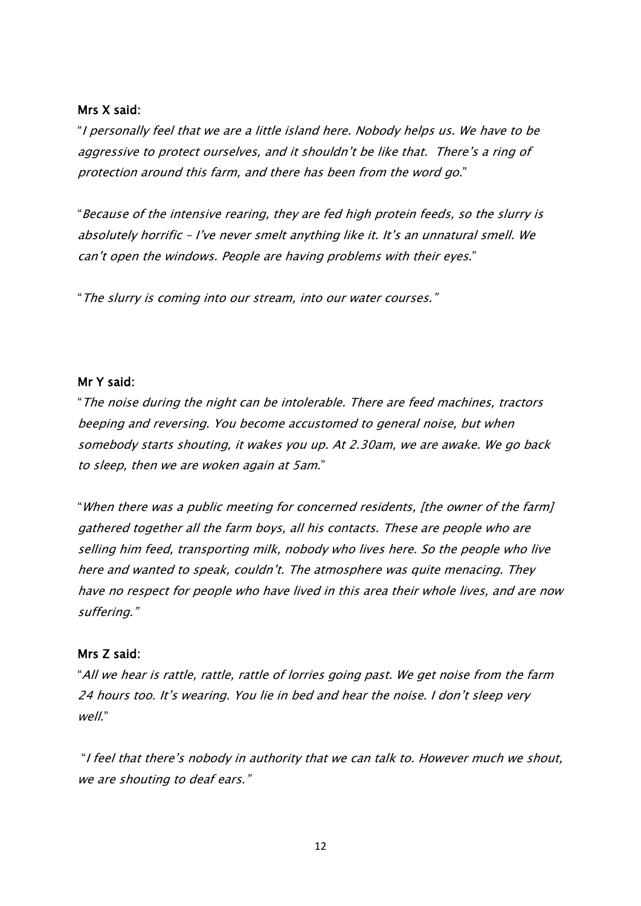**Mrs X said:**

"*I personally feel that we are a little island here. Nobody helps us. We have to be aggressive to protect ourselves, and it shouldn't be like that. There's a ring of protection around this farm, and there has been from the word go*."

"*Because of the intensive rearing, they are fed high protein feeds, so the slurry is absolutely horrific – I've never smelt anything like it. It's an unnatural smell. We can't open the windows. People are having problems with their eyes*."

"*The slurry is coming into our stream, into our water courses.*"

**Mr Y said:**

"*The noise during the night can be intolerable. There are feed machines, tractors beeping and reversing. You become accustomed to general noise, but when somebody starts shouting, it wakes you up. At 2.30am, we are awake. We go back to sleep, then we are woken again at 5am*."

"*When there was a public meeting for concerned residents, [the owner of the farm] gathered together all the farm boys, all his contacts. These are people who are selling him feed, transporting milk, nobody who lives here. So the people who live here and wanted to speak, couldn't. The atmosphere was quite menacing. They have no respect for people who have lived in this area their whole lives, and are now suffering.*"

**Mrs Z said:**

"*All we hear is rattle, rattle, rattle of lorries going past. We get noise from the farm 24 hours too. It's wearing. You lie in bed and hear the noise. I don't sleep very well*."

"*I feel that there's nobody in authority that we can talk to. However much we shout, we are shouting to deaf ears.*"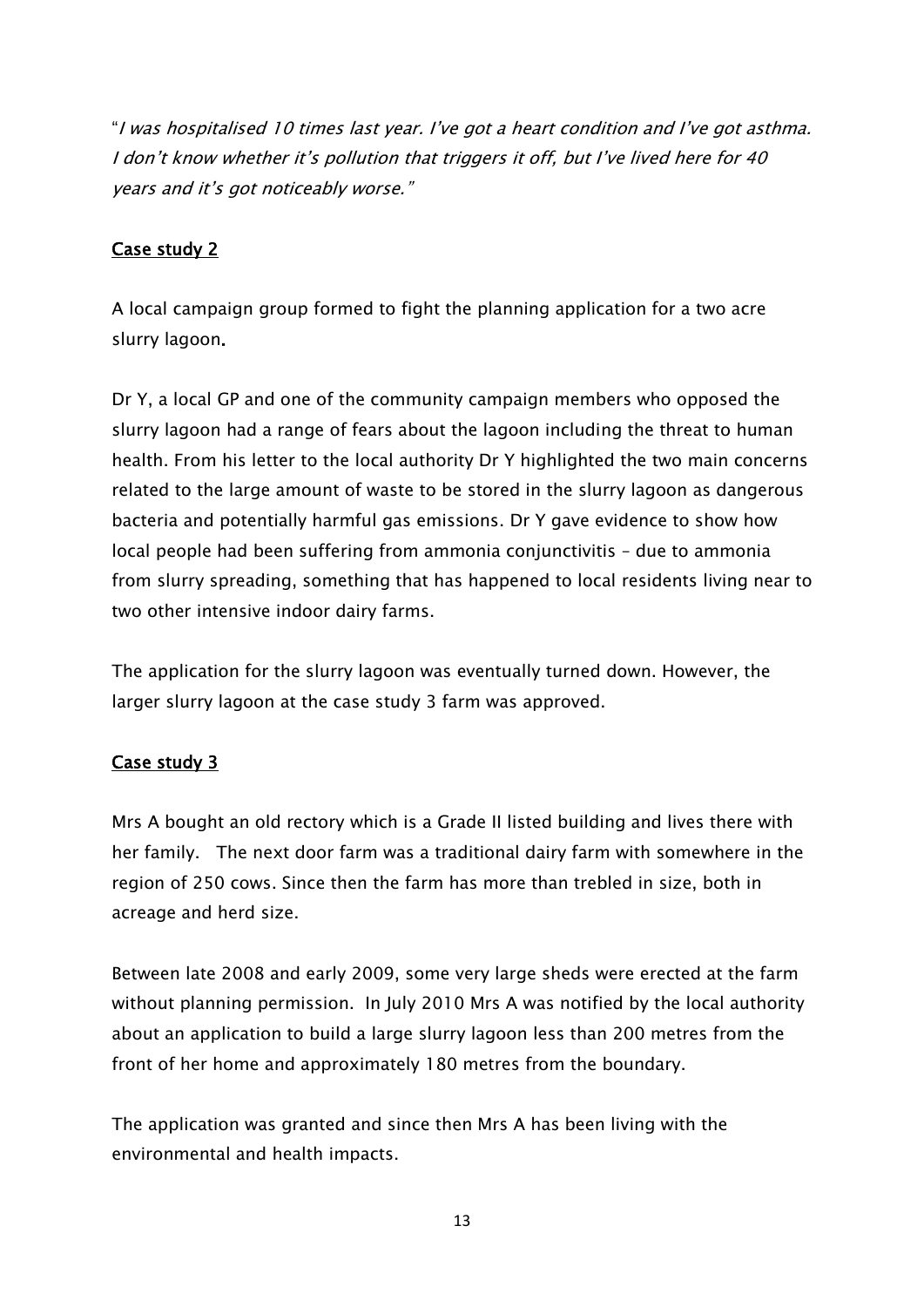"*I was hospitalised 10 times last year. I've got a heart condition and I've got asthma. I don't know whether it's pollution that triggers it off, but I've lived here for 40 years and it's got noticeably worse.*"

## Case study 2

A local campaign group formed to fight the planning application for a two acre slurry lagoon.

Dr Y, a local GP and one of the community campaign members who opposed the slurry lagoon had a range of fears about the lagoon including the threat to human health. From his letter to the local authority Dr Y highlighted the two main concerns related to the large amount of waste to be stored in the slurry lagoon as dangerous bacteria and potentially harmful gas emissions. Dr Y gave evidence to show how local people had been suffering from ammonia conjunctivitis – due to ammonia from slurry spreading, something that has happened to local residents living near to two other intensive indoor dairy farms.

The application for the slurry lagoon was eventually turned down. However, the larger slurry lagoon at the case study 3 farm was approved.

## Case study 3

Mrs A bought an old rectory which is a Grade II listed building and lives there with her family. The next door farm was a traditional dairy farm with somewhere in the region of 250 cows. Since then the farm has more than trebled in size, both in acreage and herd size.

Between late 2008 and early 2009, some very large sheds were erected at the farm without planning permission. In July 2010 Mrs A was notified by the local authority about an application to build a large slurry lagoon less than 200 metres from the front of her home and approximately 180 metres from the boundary.

The application was granted and since then Mrs A has been living with the environmental and health impacts.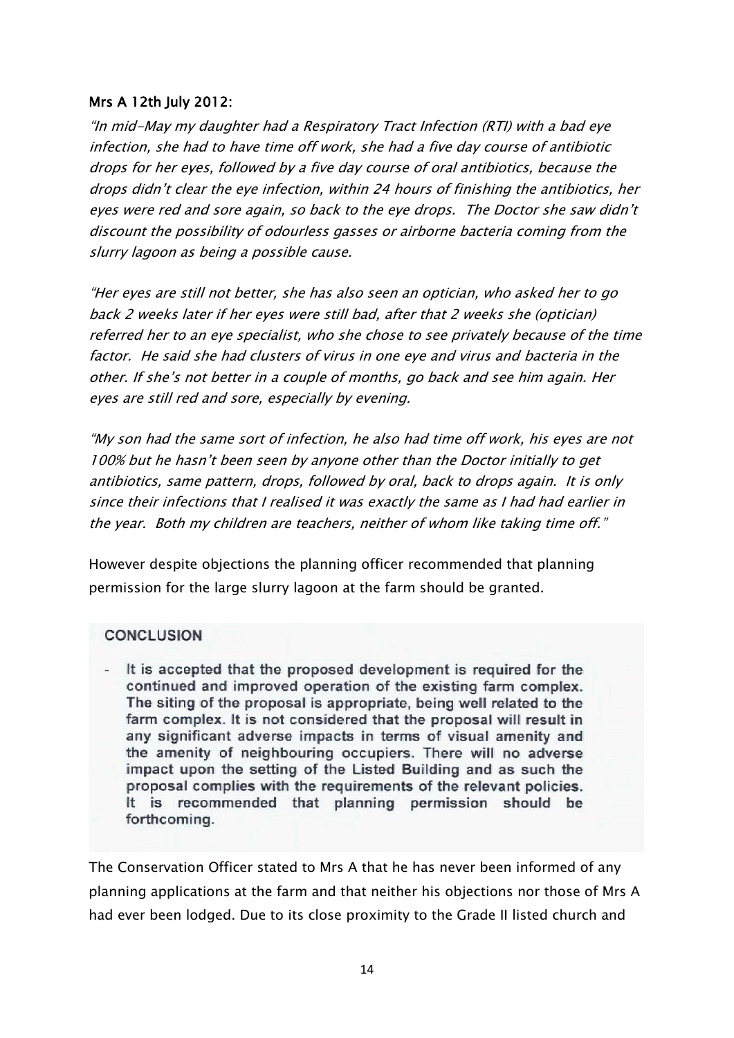**Mrs A 12th July 2012:**

*"In mid-May my daughter had a Respiratory Tract Infection (RTI) with a bad eye infection, she had to have time off work, she had a five day course of antibiotic drops for her eyes, followed by a five day course of oral antibiotics, because the drops didn't clear the eye infection, within 24 hours of finishing the antibiotics, her eyes were red and sore again, so back to the eye drops. The Doctor she saw didn't discount the possibility of odourless gasses or airborne bacteria coming from the slurry lagoon as being a possible cause.*

*"Her eyes are still not better, she has also seen an optician, who asked her to go back 2 weeks later if her eyes were still bad, after that 2 weeks she (optician) referred her to an eye specialist, who she chose to see privately because of the time factor. He said she had clusters of virus in one eye and virus and bacteria in the other. If she's not better in a couple of months, go back and see him again. Her eyes are still red and sore, especially by evening.*

*"My son had the same sort of infection, he also had time off work, his eyes are not 100% but he hasn't been seen by anyone other than the Doctor initially to get antibiotics, same pattern, drops, followed by oral, back to drops again. It is only since their infections that I realised it was exactly the same as I had had earlier in the year. Both my children are teachers, neither of whom like taking time off."*

However despite objections the planning officer recommended that planning permission for the large slurry lagoon at the farm should be granted.

**CONCLUSION**

- It is accepted that the proposed development is required for the continued and improved operation of the existing farm complex. The siting of the proposal is appropriate, being well related to the farm complex. It is not considered that the proposal will result in any significant adverse impacts in terms of visual amenity and the amenity of neighbouring occupiers. There will no adverse impact upon the setting of the Listed Building and as such the proposal complies with the requirements of the relevant policies. It is recommended that planning permission should be forthcoming.

The Conservation Officer stated to Mrs A that he has never been informed of any planning applications at the farm and that neither his objections nor those of Mrs A had ever been lodged. Due to its close proximity to the Grade II listed church and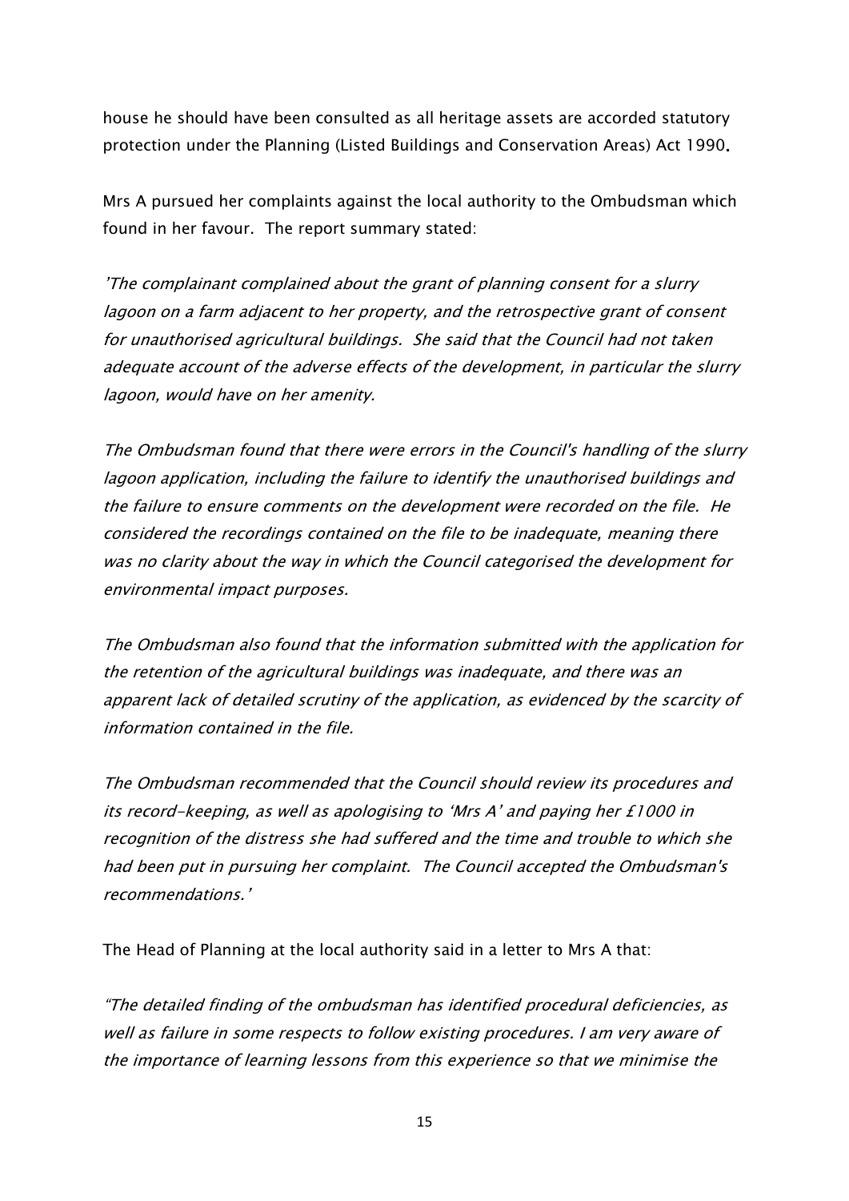house he should have been consulted as all heritage assets are accorded statutory protection under the Planning (Listed Buildings and Conservation Areas) Act 1990.

Mrs A pursued her complaints against the local authority to the Ombudsman which found in her favour. The report summary stated:

*'The complainant complained about the grant of planning consent for a slurry lagoon on a farm adjacent to her property, and the retrospective grant of consent for unauthorised agricultural buildings. She said that the Council had not taken adequate account of the adverse effects of the development, in particular the slurry lagoon, would have on her amenity.*

*The Ombudsman found that there were errors in the Council's handling of the slurry lagoon application, including the failure to identify the unauthorised buildings and the failure to ensure comments on the development were recorded on the file. He considered the recordings contained on the file to be inadequate, meaning there was no clarity about the way in which the Council categorised the development for environmental impact purposes.*

*The Ombudsman also found that the information submitted with the application for the retention of the agricultural buildings was inadequate, and there was an apparent lack of detailed scrutiny of the application, as evidenced by the scarcity of information contained in the file.*

*The Ombudsman recommended that the Council should review its procedures and its record-keeping, as well as apologising to 'Mrs A' and paying her £1000 in recognition of the distress she had suffered and the time and trouble to which she had been put in pursuing her complaint. The Council accepted the Ombudsman's recommendations.'*

The Head of Planning at the local authority said in a letter to Mrs A that:

*"The detailed finding of the ombudsman has identified procedural deficiencies, as well as failure in some respects to follow existing procedures. I am very aware of the importance of learning lessons from this experience so that we minimise the*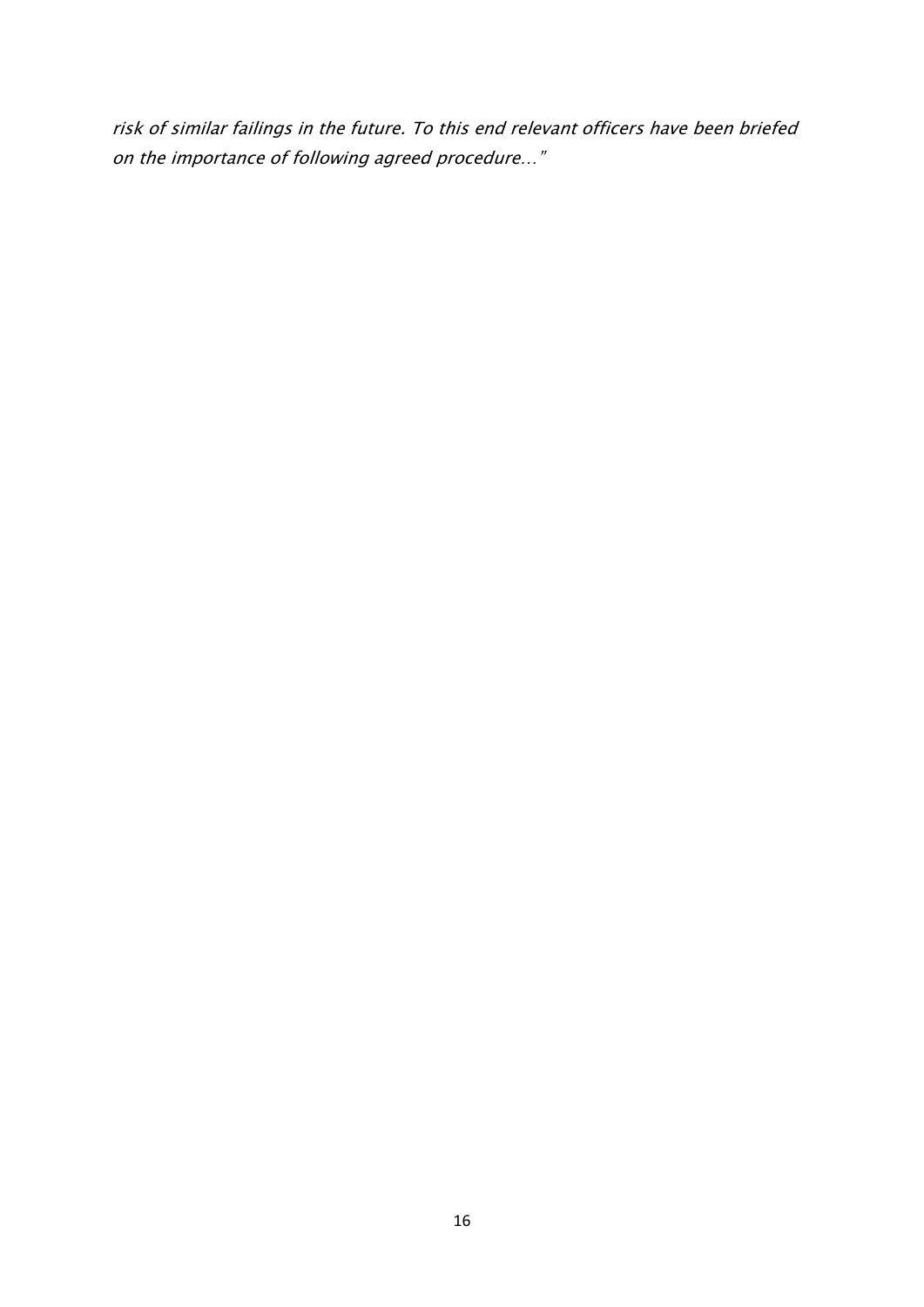*risk of similar failings in the future. To this end relevant officers have been briefed on the importance of following agreed procedure…"*